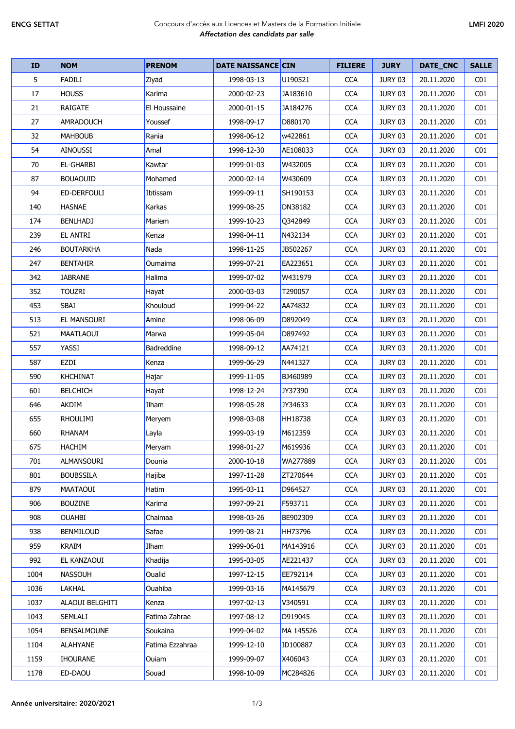ENCG SETTAT

Concours d'accès aux Licences et Masters de la Formation Initiale

*Affectation des candidats par salle*

LMFI 2020

| ID | NOM | PRENOM | DATE NAISSANCE | CIN | FILIERE | JURY | DATE_CNC | SALLE |
|---|---|---|---|---|---|---|---|---|
| 5 | FADILI | Ziyad | 1998-03-13 | U190521 | CCA | JURY 03 | 20.11.2020 | C01 |
| 17 | HOUSS | Karima | 2000-02-23 | JA183610 | CCA | JURY 03 | 20.11.2020 | C01 |
| 21 | RAIGATE | El Houssaine | 2000-01-15 | JA184276 | CCA | JURY 03 | 20.11.2020 | C01 |
| 27 | AMRADOUCH | Youssef | 1998-09-17 | D880170 | CCA | JURY 03 | 20.11.2020 | C01 |
| 32 | MAHBOUB | Rania | 1998-06-12 | w422861 | CCA | JURY 03 | 20.11.2020 | C01 |
| 54 | AINOUSSI | Amal | 1998-12-30 | AE108033 | CCA | JURY 03 | 20.11.2020 | C01 |
| 70 | EL-GHARBI | Kawtar | 1999-01-03 | W432005 | CCA | JURY 03 | 20.11.2020 | C01 |
| 87 | BOUAOUID | Mohamed | 2000-02-14 | W430609 | CCA | JURY 03 | 20.11.2020 | C01 |
| 94 | ED-DERFOULI | Ibtissam | 1999-09-11 | SH190153 | CCA | JURY 03 | 20.11.2020 | C01 |
| 140 | HASNAE | Karkas | 1999-08-25 | DN38182 | CCA | JURY 03 | 20.11.2020 | C01 |
| 174 | BENLHADJ | Mariem | 1999-10-23 | Q342849 | CCA | JURY 03 | 20.11.2020 | C01 |
| 239 | EL ANTRI | Kenza | 1998-04-11 | N432134 | CCA | JURY 03 | 20.11.2020 | C01 |
| 246 | BOUTARKHA | Nada | 1998-11-25 | JB502267 | CCA | JURY 03 | 20.11.2020 | C01 |
| 247 | BENTAHIR | Oumaima | 1999-07-21 | EA223651 | CCA | JURY 03 | 20.11.2020 | C01 |
| 342 | JABRANE | Halima | 1999-07-02 | W431979 | CCA | JURY 03 | 20.11.2020 | C01 |
| 352 | TOUZRI | Hayat | 2000-03-03 | T290057 | CCA | JURY 03 | 20.11.2020 | C01 |
| 453 | SBAI | Khouloud | 1999-04-22 | AA74832 | CCA | JURY 03 | 20.11.2020 | C01 |
| 513 | EL MANSOURI | Amine | 1998-06-09 | D892049 | CCA | JURY 03 | 20.11.2020 | C01 |
| 521 | MAATLAOUI | Marwa | 1999-05-04 | D897492 | CCA | JURY 03 | 20.11.2020 | C01 |
| 557 | YASSI | Badreddine | 1998-09-12 | AA74121 | CCA | JURY 03 | 20.11.2020 | C01 |
| 587 | EZDI | Kenza | 1999-06-29 | N441327 | CCA | JURY 03 | 20.11.2020 | C01 |
| 590 | KHCHINAT | Hajar | 1999-11-05 | BJ460989 | CCA | JURY 03 | 20.11.2020 | C01 |
| 601 | BELCHICH | Hayat | 1998-12-24 | JY37390 | CCA | JURY 03 | 20.11.2020 | C01 |
| 646 | AKDIM | Ilham | 1998-05-28 | JY34633 | CCA | JURY 03 | 20.11.2020 | C01 |
| 655 | RHOULIMI | Meryem | 1998-03-08 | HH18738 | CCA | JURY 03 | 20.11.2020 | C01 |
| 660 | RHANAM | Layla | 1999-03-19 | M612359 | CCA | JURY 03 | 20.11.2020 | C01 |
| 675 | HACHIM | Meryam | 1998-01-27 | M619936 | CCA | JURY 03 | 20.11.2020 | C01 |
| 701 | ALMANSOURI | Dounia | 2000-10-18 | WA277889 | CCA | JURY 03 | 20.11.2020 | C01 |
| 801 | BOUBSSILA | Hajiba | 1997-11-28 | ZT270644 | CCA | JURY 03 | 20.11.2020 | C01 |
| 879 | MAATAOUI | Hatim | 1995-03-11 | D964527 | CCA | JURY 03 | 20.11.2020 | C01 |
| 906 | BOUZINE | Karima | 1997-09-21 | F593711 | CCA | JURY 03 | 20.11.2020 | C01 |
| 908 | OUAHBI | Chaimaa | 1998-03-26 | BE902309 | CCA | JURY 03 | 20.11.2020 | C01 |
| 938 | BENMILOUD | Safae | 1999-08-21 | HH73796 | CCA | JURY 03 | 20.11.2020 | C01 |
| 959 | KRAIM | Ilham | 1999-06-01 | MA143916 | CCA | JURY 03 | 20.11.2020 | C01 |
| 992 | EL KANZAOUI | Khadija | 1995-03-05 | AE221437 | CCA | JURY 03 | 20.11.2020 | C01 |
| 1004 | NASSOUH | Oualid | 1997-12-15 | EE792114 | CCA | JURY 03 | 20.11.2020 | C01 |
| 1036 | LAKHAL | Ouahiba | 1999-03-16 | MA145679 | CCA | JURY 03 | 20.11.2020 | C01 |
| 1037 | ALAOUI BELGHITI | Kenza | 1997-02-13 | V340591 | CCA | JURY 03 | 20.11.2020 | C01 |
| 1043 | SEMLALI | Fatima Zahrae | 1997-08-12 | D919045 | CCA | JURY 03 | 20.11.2020 | C01 |
| 1054 | BENSALMOUNE | Soukaina | 1999-04-02 | MA 145526 | CCA | JURY 03 | 20.11.2020 | C01 |
| 1104 | ALAHYANE | Fatima Ezzahraa | 1999-12-10 | ID100887 | CCA | JURY 03 | 20.11.2020 | C01 |
| 1159 | IHOURANE | Ouiam | 1999-09-07 | X406043 | CCA | JURY 03 | 20.11.2020 | C01 |
| 1178 | ED-DAOU | Souad | 1998-10-09 | MC284826 | CCA | JURY 03 | 20.11.2020 | C01 |

Année universitaire: 2020/2021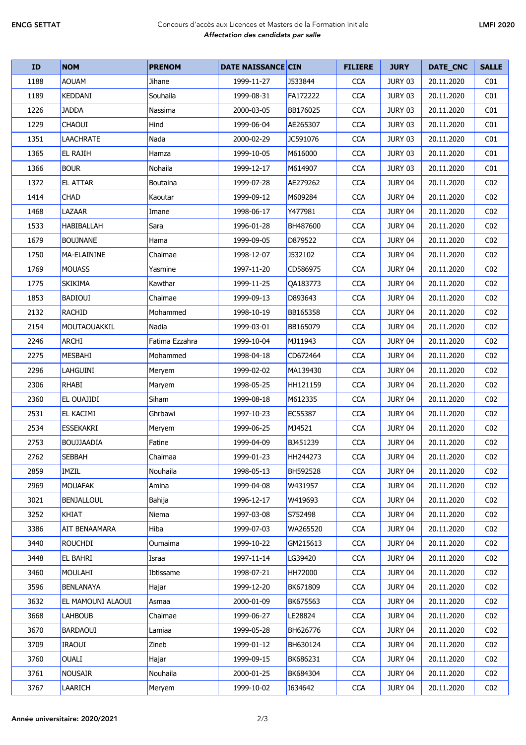| ID | NOM | PRENOM | DATE NAISSANCE | CIN | FILIERE | JURY | DATE_CNC | SALLE |
|---|---|---|---|---|---|---|---|---|
| 1188 | AOUAM | Jihane | 1999-11-27 | J533844 | CCA | JURY 03 | 20.11.2020 | C01 |
| 1189 | KEDDANI | Souhaila | 1999-08-31 | FA172222 | CCA | JURY 03 | 20.11.2020 | C01 |
| 1226 | JADDA | Nassima | 2000-03-05 | BB176025 | CCA | JURY 03 | 20.11.2020 | C01 |
| 1229 | CHAOUI | Hind | 1999-06-04 | AE265307 | CCA | JURY 03 | 20.11.2020 | C01 |
| 1351 | LAACHRATE | Nada | 2000-02-29 | JC591076 | CCA | JURY 03 | 20.11.2020 | C01 |
| 1365 | EL RAJIH | Hamza | 1999-10-05 | M616000 | CCA | JURY 03 | 20.11.2020 | C01 |
| 1366 | BOUR | Nohaila | 1999-12-17 | M614907 | CCA | JURY 03 | 20.11.2020 | C01 |
| 1372 | EL ATTAR | Boutaina | 1999-07-28 | AE279262 | CCA | JURY 04 | 20.11.2020 | C02 |
| 1414 | CHAD | Kaoutar | 1999-09-12 | M609284 | CCA | JURY 04 | 20.11.2020 | C02 |
| 1468 | LAZAAR | Imane | 1998-06-17 | Y477981 | CCA | JURY 04 | 20.11.2020 | C02 |
| 1533 | HABIBALLAH | Sara | 1996-01-28 | BH487600 | CCA | JURY 04 | 20.11.2020 | C02 |
| 1679 | BOUJNANE | Hama | 1999-09-05 | D879522 | CCA | JURY 04 | 20.11.2020 | C02 |
| 1750 | MA-ELAININE | Chaimae | 1998-12-07 | J532102 | CCA | JURY 04 | 20.11.2020 | C02 |
| 1769 | MOUASS | Yasmine | 1997-11-20 | CD586975 | CCA | JURY 04 | 20.11.2020 | C02 |
| 1775 | SKIKIMA | Kawthar | 1999-11-25 | QA183773 | CCA | JURY 04 | 20.11.2020 | C02 |
| 1853 | BADIOUI | Chaimae | 1999-09-13 | D893643 | CCA | JURY 04 | 20.11.2020 | C02 |
| 2132 | RACHID | Mohammed | 1998-10-19 | BB165358 | CCA | JURY 04 | 20.11.2020 | C02 |
| 2154 | MOUTAOUAKKIL | Nadia | 1999-03-01 | BB165079 | CCA | JURY 04 | 20.11.2020 | C02 |
| 2246 | ARCHI | Fatima Ezzahra | 1999-10-04 | MJ11943 | CCA | JURY 04 | 20.11.2020 | C02 |
| 2275 | MESBAHI | Mohammed | 1998-04-18 | CD672464 | CCA | JURY 04 | 20.11.2020 | C02 |
| 2296 | LAHGUINI | Meryem | 1999-02-02 | MA139430 | CCA | JURY 04 | 20.11.2020 | C02 |
| 2306 | RHABI | Maryem | 1998-05-25 | HH121159 | CCA | JURY 04 | 20.11.2020 | C02 |
| 2360 | EL OUAJIDI | Siham | 1999-08-18 | M612335 | CCA | JURY 04 | 20.11.2020 | C02 |
| 2531 | EL KACIMI | Ghrbawi | 1997-10-23 | EC55387 | CCA | JURY 04 | 20.11.2020 | C02 |
| 2534 | ESSEKAKRI | Meryem | 1999-06-25 | MJ4521 | CCA | JURY 04 | 20.11.2020 | C02 |
| 2753 | BOUJJAADIA | Fatine | 1999-04-09 | BJ451239 | CCA | JURY 04 | 20.11.2020 | C02 |
| 2762 | SEBBAH | Chaimaa | 1999-01-23 | HH244273 | CCA | JURY 04 | 20.11.2020 | C02 |
| 2859 | IMZIL | Nouhaila | 1998-05-13 | BH592528 | CCA | JURY 04 | 20.11.2020 | C02 |
| 2969 | MOUAFAK | Amina | 1999-04-08 | W431957 | CCA | JURY 04 | 20.11.2020 | C02 |
| 3021 | BENJALLOUL | Bahija | 1996-12-17 | W419693 | CCA | JURY 04 | 20.11.2020 | C02 |
| 3252 | KHIAT | Niema | 1997-03-08 | S752498 | CCA | JURY 04 | 20.11.2020 | C02 |
| 3386 | AIT BENAAMARA | Hiba | 1999-07-03 | WA265520 | CCA | JURY 04 | 20.11.2020 | C02 |
| 3440 | ROUCHDI | Oumaima | 1999-10-22 | GM215613 | CCA | JURY 04 | 20.11.2020 | C02 |
| 3448 | EL BAHRI | Israa | 1997-11-14 | LG39420 | CCA | JURY 04 | 20.11.2020 | C02 |
| 3460 | MOULAHI | Ibtissame | 1998-07-21 | HH72000 | CCA | JURY 04 | 20.11.2020 | C02 |
| 3596 | BENLANAYA | Hajar | 1999-12-20 | BK671809 | CCA | JURY 04 | 20.11.2020 | C02 |
| 3632 | EL MAMOUNI ALAOUI | Asmaa | 2000-01-09 | BK675563 | CCA | JURY 04 | 20.11.2020 | C02 |
| 3668 | LAHBOUB | Chaimae | 1999-06-27 | LE28824 | CCA | JURY 04 | 20.11.2020 | C02 |
| 3670 | BARDAOUI | Lamiaa | 1999-05-28 | BH626776 | CCA | JURY 04 | 20.11.2020 | C02 |
| 3709 | IRAOUI | Zineb | 1999-01-12 | BH630124 | CCA | JURY 04 | 20.11.2020 | C02 |
| 3760 | OUALI | Hajar | 1999-09-15 | BK686231 | CCA | JURY 04 | 20.11.2020 | C02 |
| 3761 | NOUSAIR | Nouhaila | 2000-01-25 | BK684304 | CCA | JURY 04 | 20.11.2020 | C02 |
| 3767 | LAARICH | Meryem | 1999-10-02 | I634642 | CCA | JURY 04 | 20.11.2020 | C02 |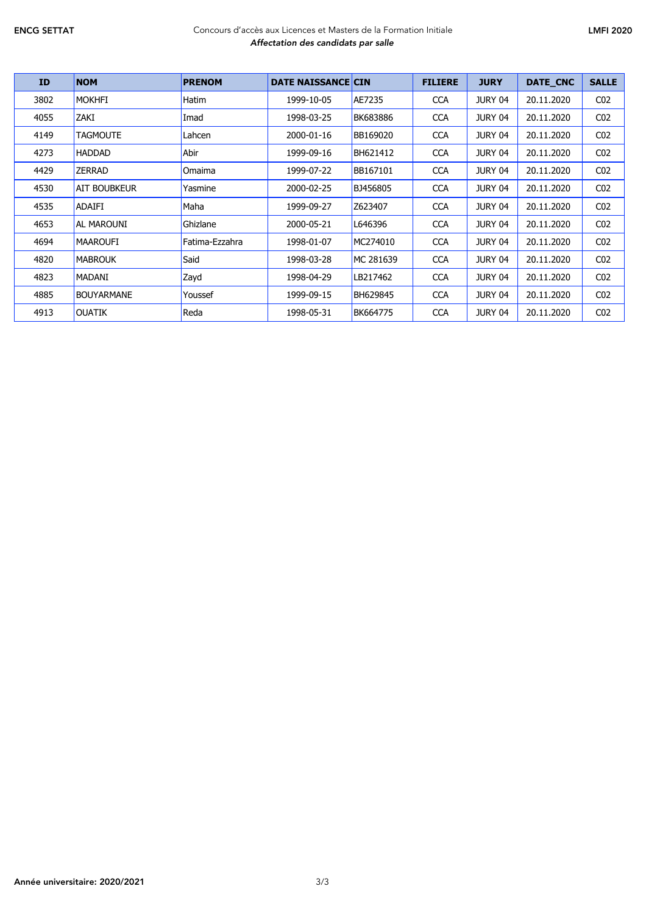| ID | NOM | PRENOM | DATE NAISSANCE | CIN | FILIERE | JURY | DATE_CNC | SALLE |
|---|---|---|---|---|---|---|---|---|
| 3802 | MOKHFI | Hatim | 1999-10-05 | AE7235 | CCA | JURY 04 | 20.11.2020 | C02 |
| 4055 | ZAKI | Imad | 1998-03-25 | BK683886 | CCA | JURY 04 | 20.11.2020 | C02 |
| 4149 | TAGMOUTE | Lahcen | 2000-01-16 | BB169020 | CCA | JURY 04 | 20.11.2020 | C02 |
| 4273 | HADDAD | Abir | 1999-09-16 | BH621412 | CCA | JURY 04 | 20.11.2020 | C02 |
| 4429 | ZERRAD | Omaima | 1999-07-22 | BB167101 | CCA | JURY 04 | 20.11.2020 | C02 |
| 4530 | AIT BOUBKEUR | Yasmine | 2000-02-25 | BJ456805 | CCA | JURY 04 | 20.11.2020 | C02 |
| 4535 | ADAIFI | Maha | 1999-09-27 | Z623407 | CCA | JURY 04 | 20.11.2020 | C02 |
| 4653 | AL MAROUNI | Ghizlane | 2000-05-21 | L646396 | CCA | JURY 04 | 20.11.2020 | C02 |
| 4694 | MAAROUFI | Fatima-Ezzahra | 1998-01-07 | MC274010 | CCA | JURY 04 | 20.11.2020 | C02 |
| 4820 | MABROUK | Said | 1998-03-28 | MC 281639 | CCA | JURY 04 | 20.11.2020 | C02 |
| 4823 | MADANI | Zayd | 1998-04-29 | LB217462 | CCA | JURY 04 | 20.11.2020 | C02 |
| 4885 | BOUYARMANE | Youssef | 1999-09-15 | BH629845 | CCA | JURY 04 | 20.11.2020 | C02 |
| 4913 | OUATIK | Reda | 1998-05-31 | BK664775 | CCA | JURY 04 | 20.11.2020 | C02 |